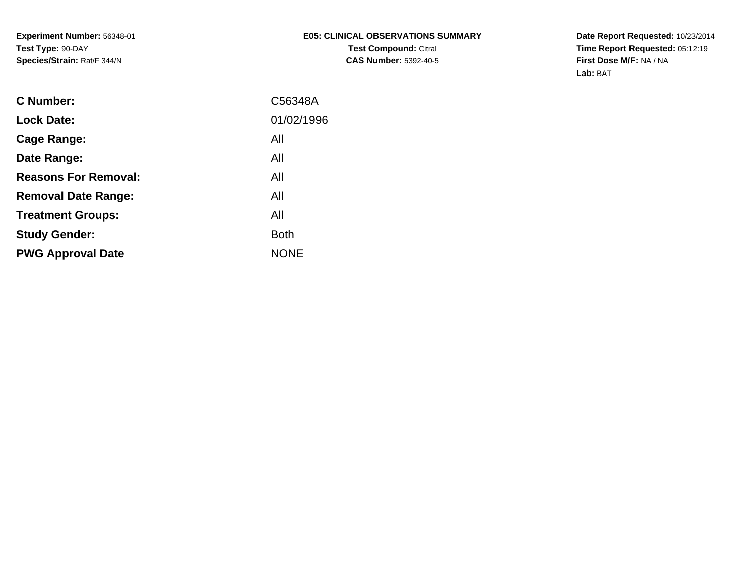**Experiment Number:** 56348-01
**Test Type:** 90-DAY
**Species/Strain:** Rat/F 344/N

**E05: CLINICAL OBSERVATIONS SUMMARY**
**Test Compound:** Citral
**CAS Number:** 5392-40-5

**Date Report Requested:** 10/23/2014
**Time Report Requested:** 05:12:19
**First Dose M/F:** NA / NA
**Lab:** BAT

| | |
|---|---|
| **C Number:** | C56348A |
| **Lock Date:** | 01/02/1996 |
| **Cage Range:** | All |
| **Date Range:** | All |
| **Reasons For Removal:** | All |
| **Removal Date Range:** | All |
| **Treatment Groups:** | All |
| **Study Gender:** | Both |
| **PWG Approval Date** | NONE |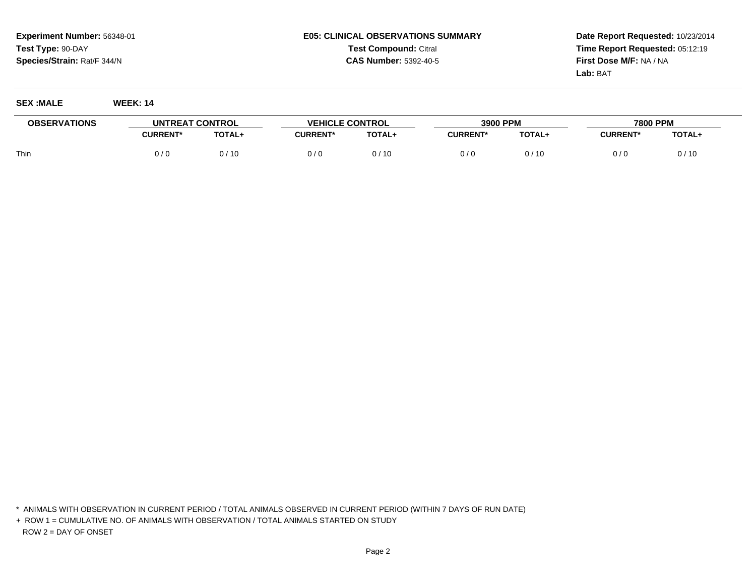**Experiment Number:** 56348-01
**Test Type:** 90-DAY
**Species/Strain:** Rat/F 344/N

**E05: CLINICAL OBSERVATIONS SUMMARY**
**Test Compound:** Citral
**CAS Number:** 5392-40-5

**Date Report Requested:** 10/23/2014
**Time Report Requested:** 05:12:19
**First Dose M/F:** NA / NA
**Lab:** BAT

**SEX :MALE** **WEEK: 14**

| OBSERVATIONS | UNTREAT CONTROL | | VEHICLE CONTROL | | 3900 PPM | | 7800 PPM | |
|---|---|---|---|---|---|---|---|---|
| | CURRENT* | TOTAL+ | CURRENT* | TOTAL+ | CURRENT* | TOTAL+ | CURRENT* | TOTAL+ |
| Thin | 0 / 0 | 0 / 10 | 0 / 0 | 0 / 10 | 0 / 0 | 0 / 10 | 0 / 0 | 0 / 10 |

* ANIMALS WITH OBSERVATION IN CURRENT PERIOD / TOTAL ANIMALS OBSERVED IN CURRENT PERIOD (WITHIN 7 DAYS OF RUN DATE)

+ ROW 1 = CUMULATIVE NO. OF ANIMALS WITH OBSERVATION / TOTAL ANIMALS STARTED ON STUDY
  ROW 2 = DAY OF ONSET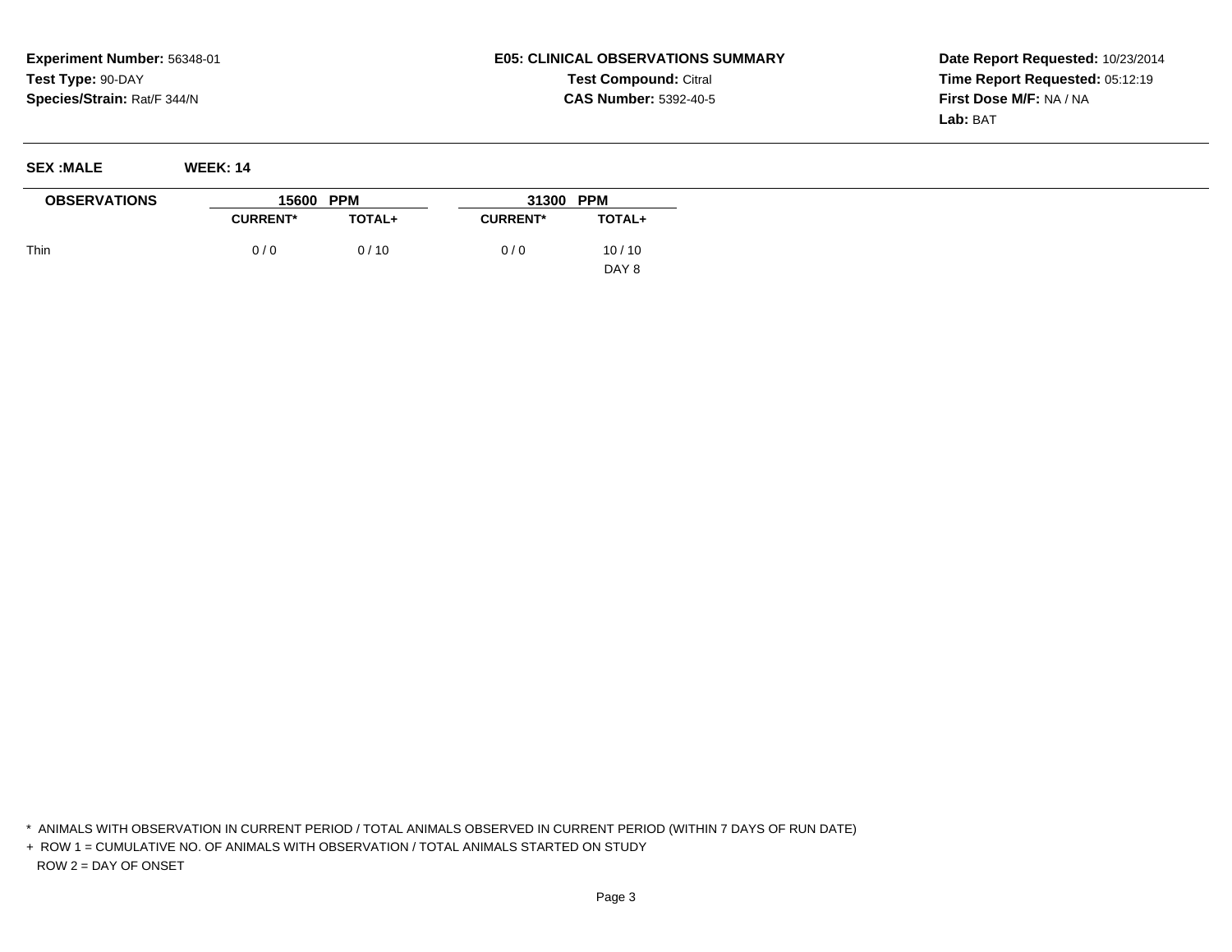**Experiment Number:** 56348-01
**Test Type:** 90-DAY
**Species/Strain:** Rat/F 344/N

**E05: CLINICAL OBSERVATIONS SUMMARY**
**Test Compound:** Citral
**CAS Number:** 5392-40-5

**Date Report Requested:** 10/23/2014
**Time Report Requested:** 05:12:19
**First Dose M/F:** NA / NA
**Lab:** BAT

**SEX :MALE** **WEEK: 14**

| OBSERVATIONS | 15600 PPM | | 31300 PPM | |
|---|---|---|---|---|
| | CURRENT* | TOTAL+ | CURRENT* | TOTAL+ |
| Thin | 0 / 0 | 0 / 10 | 0 / 0 | 10 / 10 |
| | | | | DAY 8 |

\* ANIMALS WITH OBSERVATION IN CURRENT PERIOD / TOTAL ANIMALS OBSERVED IN CURRENT PERIOD (WITHIN 7 DAYS OF RUN DATE)

\+ ROW 1 = CUMULATIVE NO. OF ANIMALS WITH OBSERVATION / TOTAL ANIMALS STARTED ON STUDY
ROW 2 = DAY OF ONSET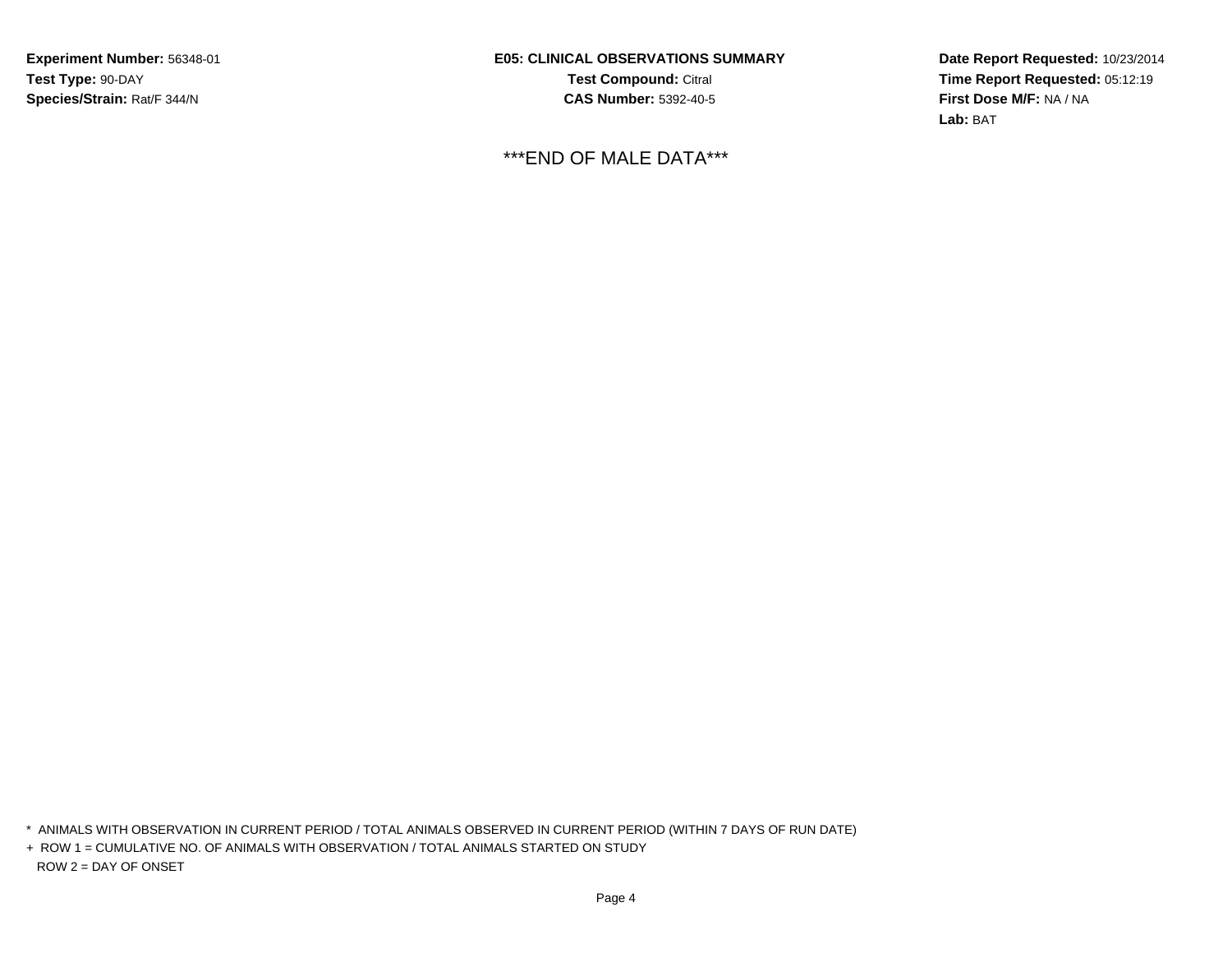**Experiment Number:** 56348-01
**Test Type:** 90-DAY
**Species/Strain:** Rat/F 344/N

**E05: CLINICAL OBSERVATIONS SUMMARY**
**Test Compound:** Citral
**CAS Number:** 5392-40-5

**Date Report Requested:** 10/23/2014
**Time Report Requested:** 05:12:19
**First Dose M/F:** NA / NA
**Lab:** BAT

***END OF MALE DATA***

* ANIMALS WITH OBSERVATION IN CURRENT PERIOD / TOTAL ANIMALS OBSERVED IN CURRENT PERIOD (WITHIN 7 DAYS OF RUN DATE)
+ ROW 1 = CUMULATIVE NO. OF ANIMALS WITH OBSERVATION / TOTAL ANIMALS STARTED ON STUDY
ROW 2 = DAY OF ONSET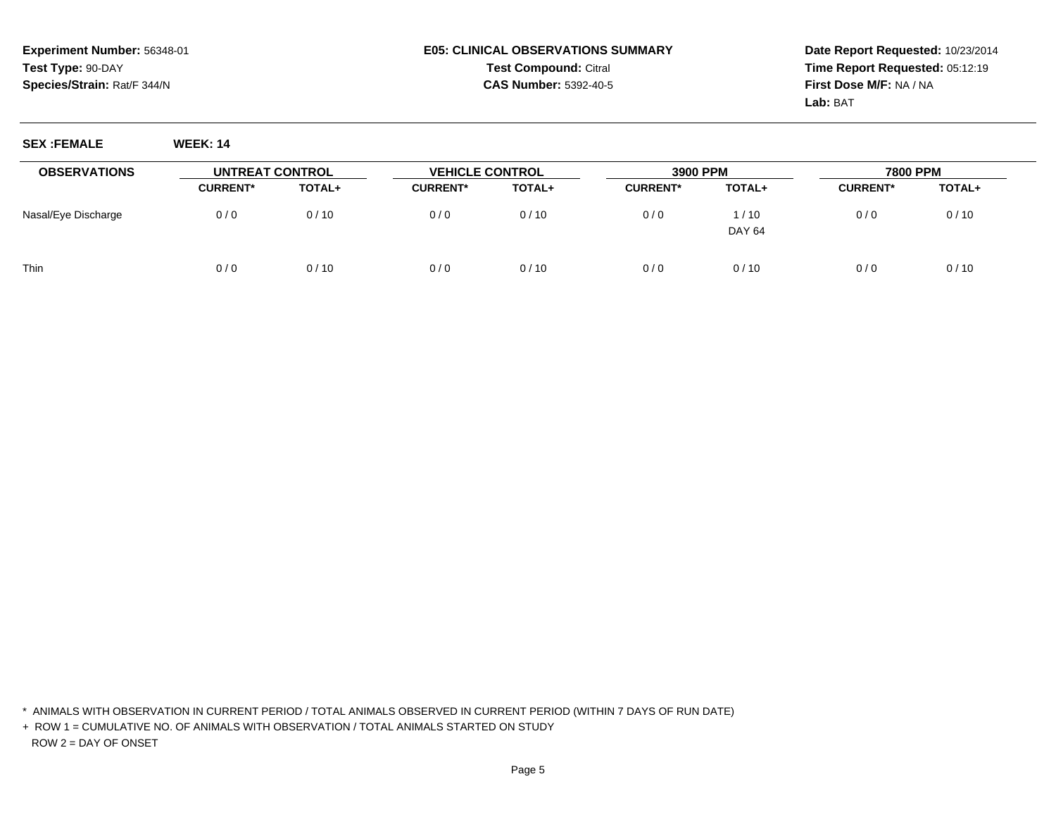**Experiment Number:** 56348-01
**Test Type:** 90-DAY
**Species/Strain:** Rat/F 344/N

**E05: CLINICAL OBSERVATIONS SUMMARY**
**Test Compound:** Citral
**CAS Number:** 5392-40-5

**Date Report Requested:** 10/23/2014
**Time Report Requested:** 05:12:19
**First Dose M/F:** NA / NA
**Lab:** BAT

**SEX :FEMALE** **WEEK: 14**

| OBSERVATIONS | UNTREAT CONTROL | | VEHICLE CONTROL | | 3900 PPM | | 7800 PPM | |
|---|---|---|---|---|---|---|---|---|
| | CURRENT* | TOTAL+ | CURRENT* | TOTAL+ | CURRENT* | TOTAL+ | CURRENT* | TOTAL+ |
| Nasal/Eye Discharge | 0 / 0 | 0 / 10 | 0 / 0 | 0 / 10 | 0 / 0 | 1 / 10<br>DAY 64 | 0 / 0 | 0 / 10 |
| Thin | 0 / 0 | 0 / 10 | 0 / 0 | 0 / 10 | 0 / 0 | 0 / 10 | 0 / 0 | 0 / 10 |

* ANIMALS WITH OBSERVATION IN CURRENT PERIOD / TOTAL ANIMALS OBSERVED IN CURRENT PERIOD (WITHIN 7 DAYS OF RUN DATE)

+ ROW 1 = CUMULATIVE NO. OF ANIMALS WITH OBSERVATION / TOTAL ANIMALS STARTED ON STUDY
  ROW 2 = DAY OF ONSET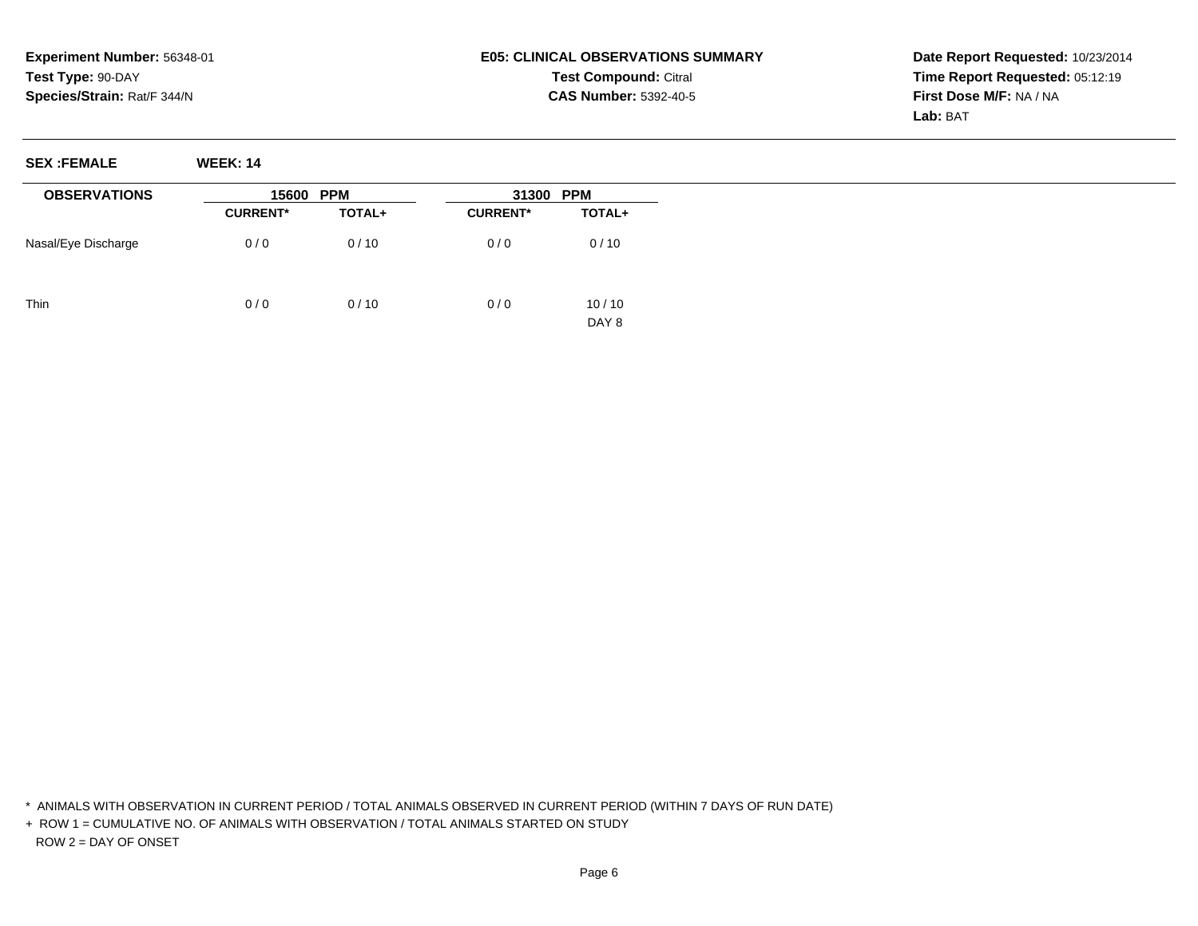**Experiment Number:** 56348-01
**Test Type:** 90-DAY
**Species/Strain:** Rat/F 344/N

**E05: CLINICAL OBSERVATIONS SUMMARY**
**Test Compound:** Citral
**CAS Number:** 5392-40-5

**Date Report Requested:** 10/23/2014
**Time Report Requested:** 05:12:19
**First Dose M/F:** NA / NA
**Lab:** BAT

**SEX :FEMALE** **WEEK: 14**

| OBSERVATIONS | 15600 PPM | | 31300 PPM | |
|---|---|---|---|---|
| | CURRENT* | TOTAL+ | CURRENT* | TOTAL+ |
| Nasal/Eye Discharge | 0 / 0 | 0 / 10 | 0 / 0 | 0 / 10 |
| Thin | 0 / 0 | 0 / 10 | 0 / 0 | 10 / 10<br>DAY 8 |

\* ANIMALS WITH OBSERVATION IN CURRENT PERIOD / TOTAL ANIMALS OBSERVED IN CURRENT PERIOD (WITHIN 7 DAYS OF RUN DATE)

\+ ROW 1 = CUMULATIVE NO. OF ANIMALS WITH OBSERVATION / TOTAL ANIMALS STARTED ON STUDY
ROW 2 = DAY OF ONSET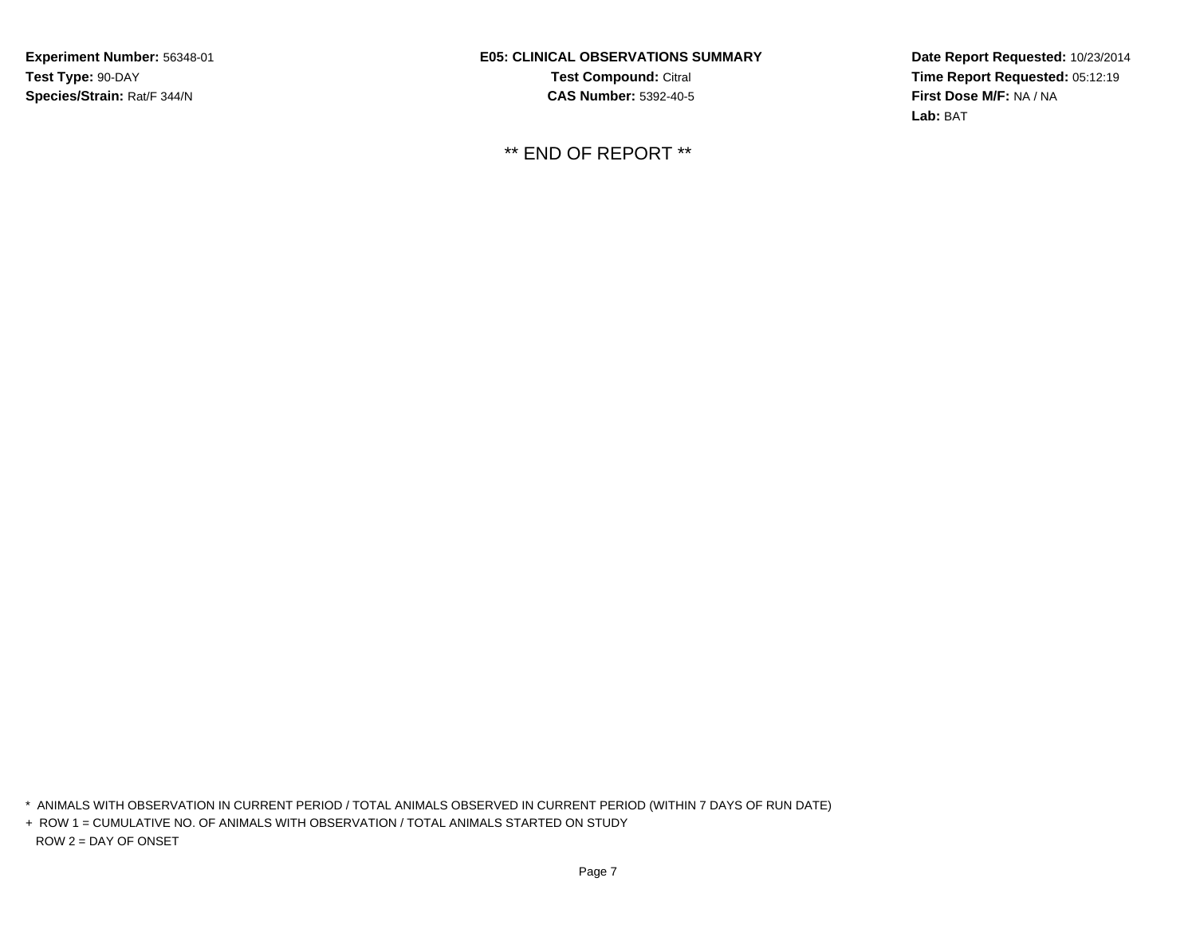**Experiment Number:** 56348-01
**Test Type:** 90-DAY
**Species/Strain:** Rat/F 344/N

**E05: CLINICAL OBSERVATIONS SUMMARY**
**Test Compound:** Citral
**CAS Number:** 5392-40-5

**Date Report Requested:** 10/23/2014
**Time Report Requested:** 05:12:19
**First Dose M/F:** NA / NA
**Lab:** BAT

** END OF REPORT **

* ANIMALS WITH OBSERVATION IN CURRENT PERIOD / TOTAL ANIMALS OBSERVED IN CURRENT PERIOD (WITHIN 7 DAYS OF RUN DATE)

+ ROW 1 = CUMULATIVE NO. OF ANIMALS WITH OBSERVATION / TOTAL ANIMALS STARTED ON STUDY
ROW 2 = DAY OF ONSET